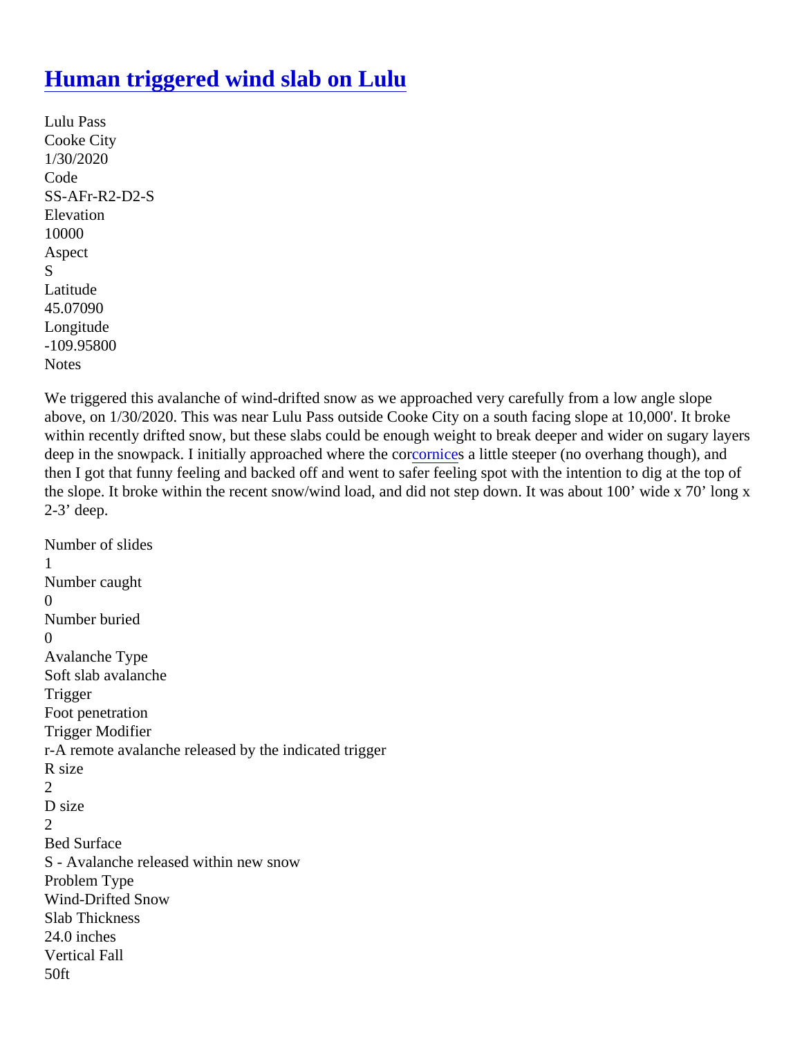# Human triggered wind slab on Lulu

Lulu Pass
Cooke City
1/30/2020
Code
SS-AFr-R2-D2-S
Elevation
10000
Aspect
S
Latitude
45.07090
Longitude
-109.95800
Notes

We triggered this avalanche of wind-drifted snow as we approached very carefully from a low angle slope above, on 1/30/2020. This was near Lulu Pass outside Cooke City on a south facing slope at 10,000'. It broke within recently drifted snow, but these slabs could be enough weight to break deeper and wider on sugary layers deep in the snowpack. I initially approached where the corcornices a little steeper (no overhang though), and then I got that funny feeling and backed off and went to safer feeling spot with the intention to dig at the top of the slope. It broke within the recent snow/wind load, and did not step down. It was about 100' wide x 70' long x 2-3' deep.

Number of slides
1
Number caught
0
Number buried
0
Avalanche Type
Soft slab avalanche
Trigger
Foot penetration
Trigger Modifier
r-A remote avalanche released by the indicated trigger
R size
2
D size
2
Bed Surface
S - Avalanche released within new snow
Problem Type
Wind-Drifted Snow
Slab Thickness
24.0 inches
Vertical Fall
50ft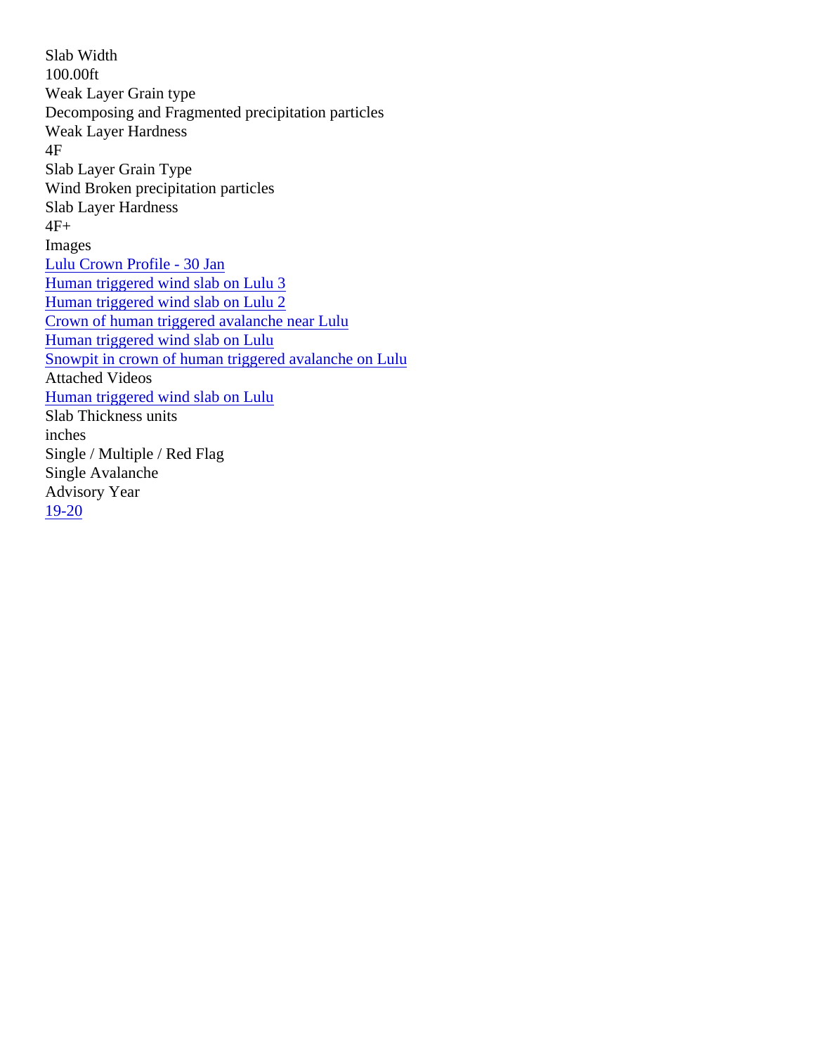Slab Width
100.00ft
Weak Layer Grain type
Decomposing and Fragmented precipitation particles
Weak Layer Hardness
4F
Slab Layer Grain Type
Wind Broken precipitation particles
Slab Layer Hardness
4F+
Images
[Lulu Crown Profile - 30 Jan]
[Human triggered wind slab on Lulu 3]
[Human triggered wind slab on Lulu 2]
[Crown of human triggered avalanche near Lulu]
[Human triggered wind slab on Lulu]
[Snowpit in crown of human triggered avalanche on Lulu]
Attached Videos
[Human triggered wind slab on Lulu]
Slab Thickness units
inches
Single / Multiple / Red Flag
Single Avalanche
Advisory Year
[19-20]